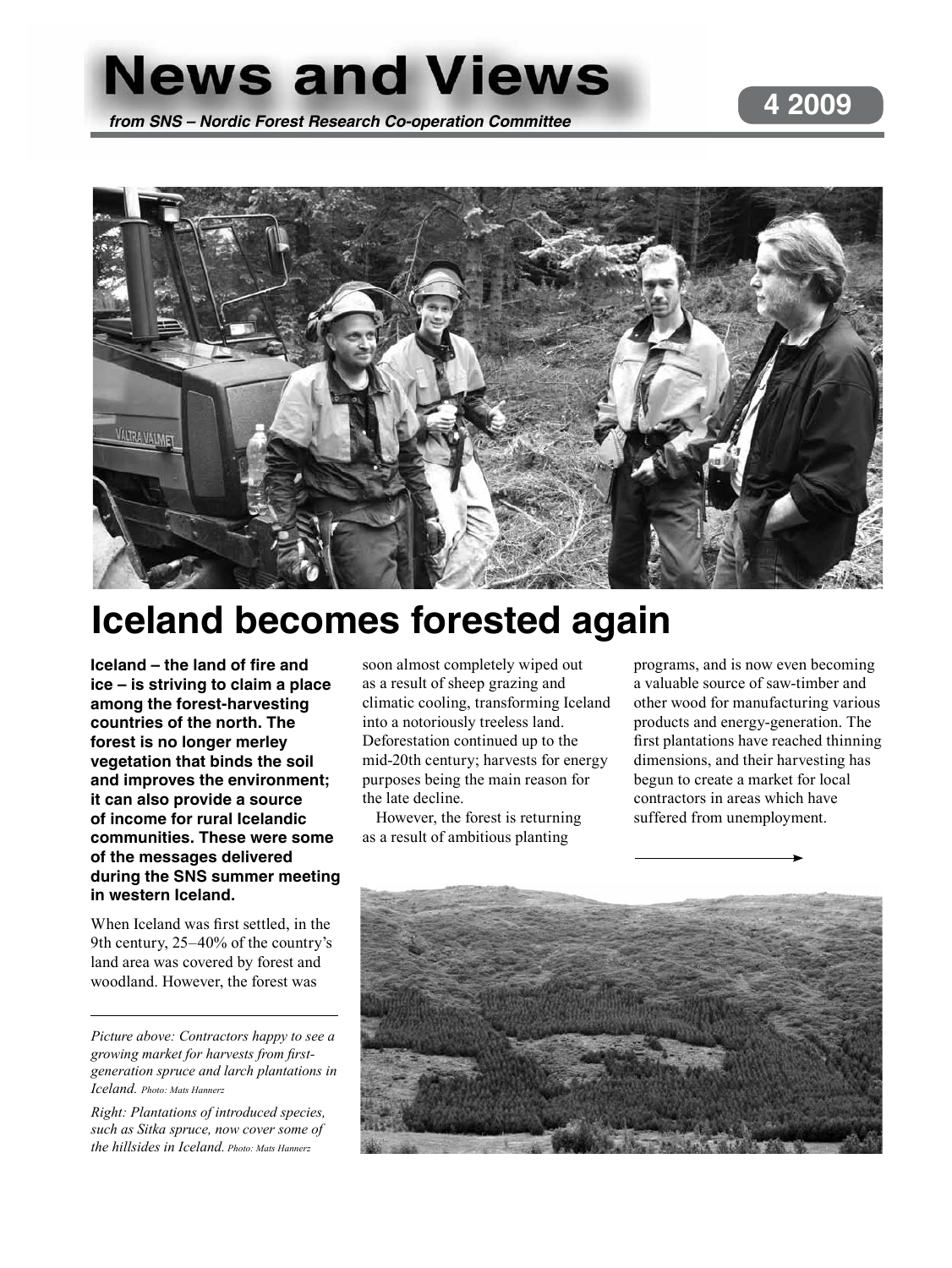# News and Views

***from SNS – Nordic Forest Research Co-operation Committee***

**4 2009**

# Iceland becomes forested again

**Iceland – the land of fire and ice – is striving to claim a place among the forest-harvesting countries of the north. The forest is no longer merley vegetation that binds the soil and improves the environment; it can also provide a source of income for rural Icelandic communities. These were some of the messages delivered during the SNS summer meeting in western Iceland.**

When Iceland was first settled, in the 9th century, 25–40% of the country's land area was covered by forest and woodland. However, the forest was soon almost completely wiped out as a result of sheep grazing and climatic cooling, transforming Iceland into a notoriously treeless land. Deforestation continued up to the mid-20th century; harvests for energy purposes being the main reason for the late decline.

However, the forest is returning as a result of ambitious planting programs, and is now even becoming a valuable source of saw-timber and other wood for manufacturing various products and energy-generation. The first plantations have reached thinning dimensions, and their harvesting has begun to create a market for local contractors in areas which have suffered from unemployment.

*Picture above: Contractors happy to see a growing market for harvests from first-generation spruce and larch plantations in Iceland. Photo: Mats Hannerz*

*Right: Plantations of introduced species, such as Sitka spruce, now cover some of the hillsides in Iceland. Photo: Mats Hannerz*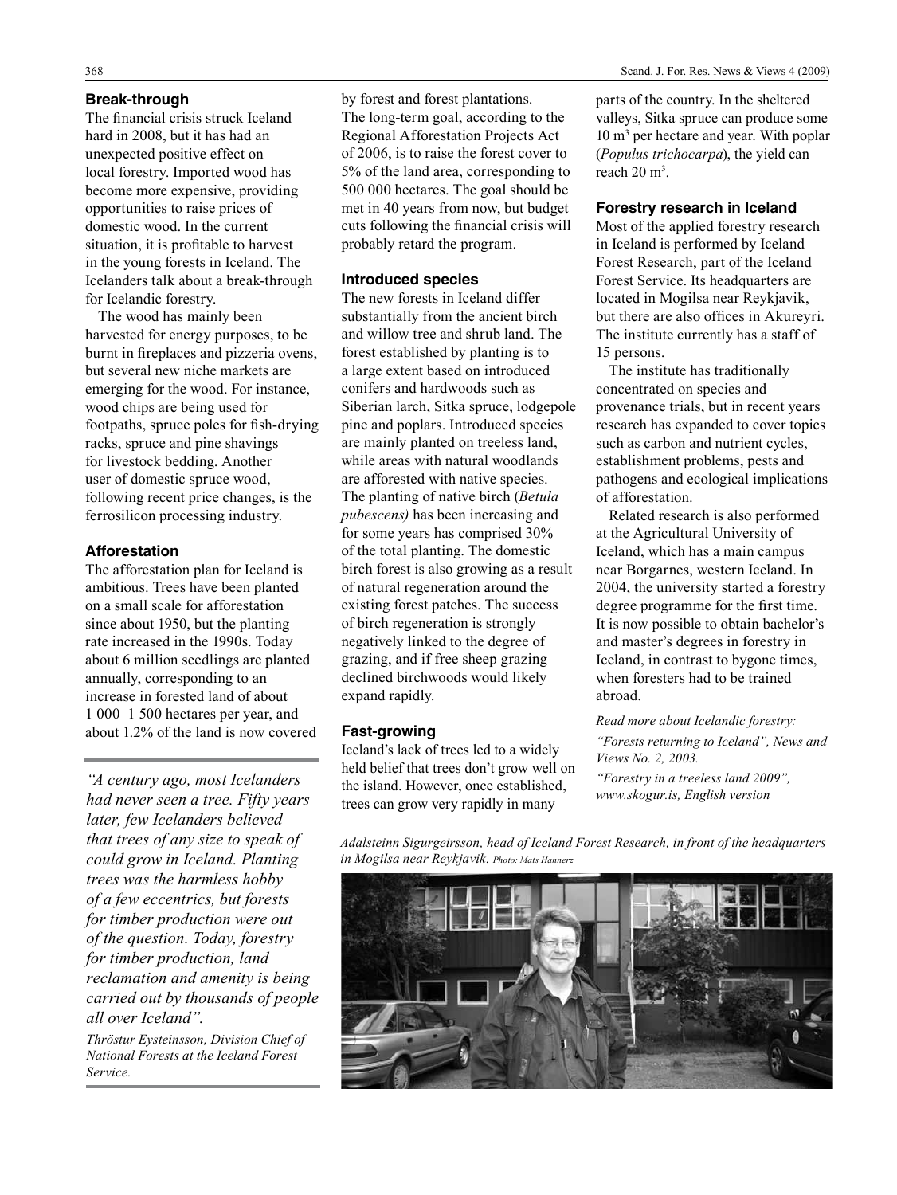### Break-through

The financial crisis struck Iceland hard in 2008, but it has had an unexpected positive effect on local forestry. Imported wood has become more expensive, providing opportunities to raise prices of domestic wood. In the current situation, it is profitable to harvest in the young forests in Iceland. The Icelanders talk about a break-through for Icelandic forestry.

The wood has mainly been harvested for energy purposes, to be burnt in fireplaces and pizzeria ovens, but several new niche markets are emerging for the wood. For instance, wood chips are being used for footpaths, spruce poles for fish-drying racks, spruce and pine shavings for livestock bedding. Another user of domestic spruce wood, following recent price changes, is the ferrosilicon processing industry.

### Afforestation

The afforestation plan for Iceland is ambitious. Trees have been planted on a small scale for afforestation since about 1950, but the planting rate increased in the 1990s. Today about 6 million seedlings are planted annually, corresponding to an increase in forested land of about 1 000–1 500 hectares per year, and about 1.2% of the land is now covered by forest and forest plantations. The long-term goal, according to the Regional Afforestation Projects Act of 2006, is to raise the forest cover to 5% of the land area, corresponding to 500 000 hectares. The goal should be met in 40 years from now, but budget cuts following the financial crisis will probably retard the program.

> *"A century ago, most Icelanders had never seen a tree. Fifty years later, few Icelanders believed that trees of any size to speak of could grow in Iceland. Planting trees was the harmless hobby of a few eccentrics, but forests for timber production were out of the question. Today, forestry for timber production, land reclamation and amenity is being carried out by thousands of people all over Iceland".*
>
> *Thröstur Eysteinsson, Division Chief of National Forests at the Iceland Forest Service.*

### Introduced species

The new forests in Iceland differ substantially from the ancient birch and willow tree and shrub land. The forest established by planting is to a large extent based on introduced conifers and hardwoods such as Siberian larch, Sitka spruce, lodgepole pine and poplars. Introduced species are mainly planted on treeless land, while areas with natural woodlands are afforested with native species. The planting of native birch (*Betula pubescens)* has been increasing and for some years has comprised 30% of the total planting. The domestic birch forest is also growing as a result of natural regeneration around the existing forest patches. The success of birch regeneration is strongly negatively linked to the degree of grazing, and if free sheep grazing declined birchwoods would likely expand rapidly.

### Fast-growing

Iceland's lack of trees led to a widely held belief that trees don't grow well on the island. However, once established, trees can grow very rapidly in many parts of the country. In the sheltered valleys, Sitka spruce can produce some 10 $m^3$ per hectare and year. With poplar (*Populus trichocarpa*), the yield can reach 20 $m^3$.

### Forestry research in Iceland

Most of the applied forestry research in Iceland is performed by Iceland Forest Research, part of the Iceland Forest Service. Its headquarters are located in Mogilsa near Reykjavik, but there are also offices in Akureyri. The institute currently has a staff of 15 persons.

The institute has traditionally concentrated on species and provenance trials, but in recent years research has expanded to cover topics such as carbon and nutrient cycles, establishment problems, pests and pathogens and ecological implications of afforestation.

Related research is also performed at the Agricultural University of Iceland, which has a main campus near Borgarnes, western Iceland. In 2004, the university started a forestry degree programme for the first time. It is now possible to obtain bachelor's and master's degrees in forestry in Iceland, in contrast to bygone times, when foresters had to be trained abroad.

*Read more about Icelandic forestry:*

*"Forests returning to Iceland", News and Views No. 2, 2003.*

*"Forestry in a treeless land 2009", www.skogur.is, English version*

*Adalsteinn Sigurgeirsson, head of Iceland Forest Research, in front of the headquarters in Mogilsa near Reykjavik. Photo: Mats Hannerz*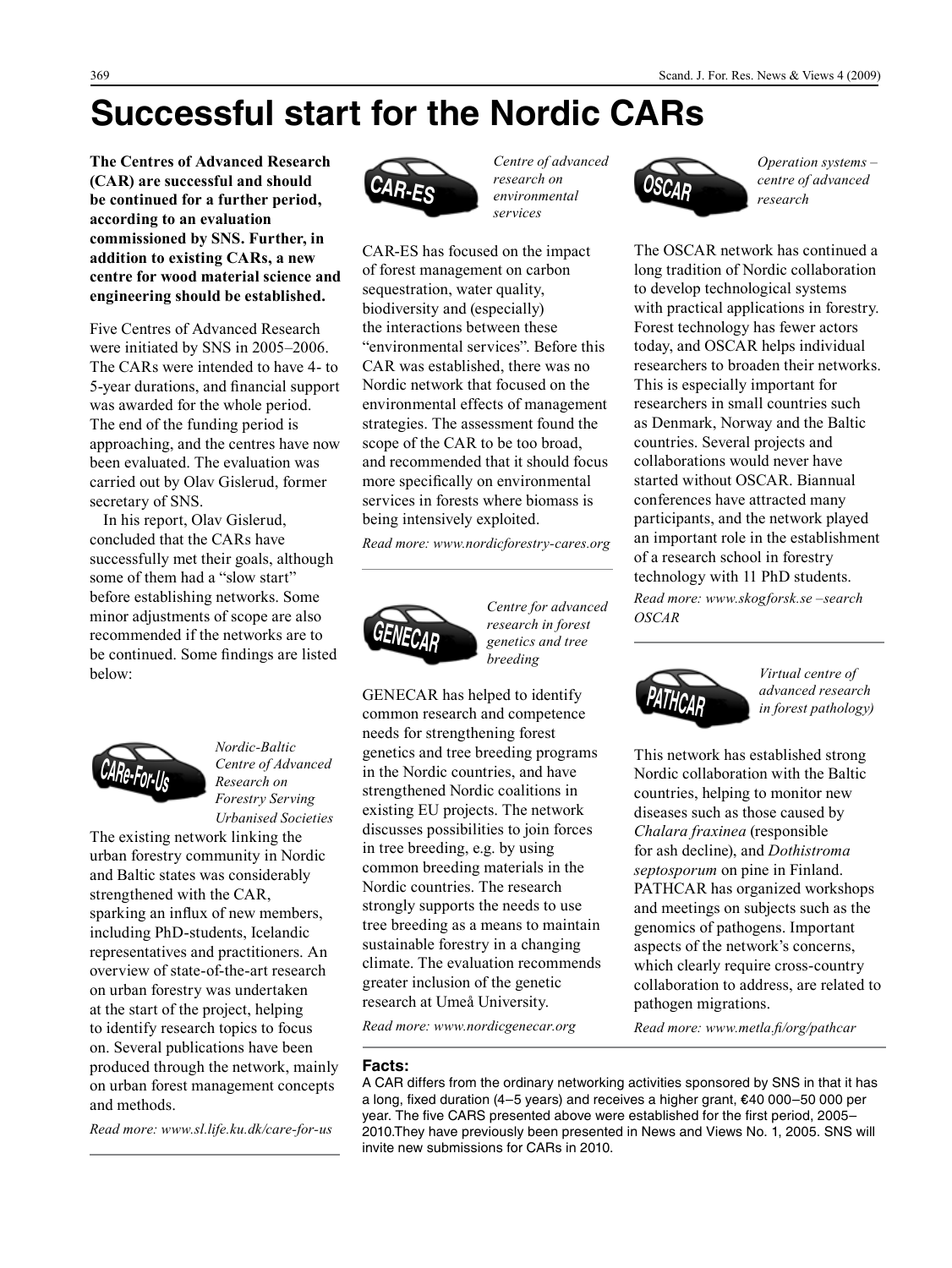# Successful start for the Nordic CARs

**The Centres of Advanced Research (CAR) are successful and should be continued for a further period, according to an evaluation commissioned by SNS. Further, in addition to existing CARs, a new centre for wood material science and engineering should be established.**

Five Centres of Advanced Research were initiated by SNS in 2005–2006. The CARs were intended to have 4- to 5-year durations, and financial support was awarded for the whole period. The end of the funding period is approaching, and the centres have now been evaluated. The evaluation was carried out by Olav Gislerud, former secretary of SNS.

In his report, Olav Gislerud, concluded that the CARs have successfully met their goals, although some of them had a "slow start" before establishing networks. Some minor adjustments of scope are also recommended if the networks are to be continued. Some findings are listed below:

## CARe-For-Us

*Nordic-Baltic Centre of Advanced Research on Forestry Serving Urbanised Societies*

The existing network linking the urban forestry community in Nordic and Baltic states was considerably strengthened with the CAR, sparking an influx of new members, including PhD-students, Icelandic representatives and practitioners. An overview of state-of-the-art research on urban forestry was undertaken at the start of the project, helping to identify research topics to focus on. Several publications have been produced through the network, mainly on urban forest management concepts and methods.

*Read more: www.sl.life.ku.dk/care-for-us*

## CAR-ES

*Centre of advanced research on environmental services*

CAR-ES has focused on the impact of forest management on carbon sequestration, water quality, biodiversity and (especially) the interactions between these "environmental services". Before this CAR was established, there was no Nordic network that focused on the environmental effects of management strategies. The assessment found the scope of the CAR to be too broad, and recommended that it should focus more specifically on environmental services in forests where biomass is being intensively exploited.

*Read more: www.nordicforestry-cares.org*

## GENECAR

*Centre for advanced research in forest genetics and tree breeding*

GENECAR has helped to identify common research and competence needs for strengthening forest genetics and tree breeding programs in the Nordic countries, and have strengthened Nordic coalitions in existing EU projects. The network discusses possibilities to join forces in tree breeding, e.g. by using common breeding materials in the Nordic countries. The research strongly supports the needs to use tree breeding as a means to maintain sustainable forestry in a changing climate. The evaluation recommends greater inclusion of the genetic research at Umeå University.

*Read more: www.nordicgenecar.org*

## OSCAR

*Operation systems – centre of advanced research*

The OSCAR network has continued a long tradition of Nordic collaboration to develop technological systems with practical applications in forestry. Forest technology has fewer actors today, and OSCAR helps individual researchers to broaden their networks. This is especially important for researchers in small countries such as Denmark, Norway and the Baltic countries. Several projects and collaborations would never have started without OSCAR. Biannual conferences have attracted many participants, and the network played an important role in the establishment of a research school in forestry technology with 11 PhD students.

*Read more: www.skogforsk.se –search OSCAR*

## PATHCAR

*Virtual centre of advanced research in forest pathology)*

This network has established strong Nordic collaboration with the Baltic countries, helping to monitor new diseases such as those caused by *Chalara fraxinea* (responsible for ash decline), and *Dothistroma septosporum* on pine in Finland. PATHCAR has organized workshops and meetings on subjects such as the genomics of pathogens. Important aspects of the network's concerns, which clearly require cross-country collaboration to address, are related to pathogen migrations.

*Read more: www.metla.fi/org/pathcar*

**Facts:**

A CAR differs from the ordinary networking activities sponsored by SNS in that it has a long, fixed duration (4–5 years) and receives a higher grant, €40 000–50 000 per year. The five CARS presented above were established for the first period, 2005–2010.They have previously been presented in News and Views No. 1, 2005. SNS will invite new submissions for CARs in 2010.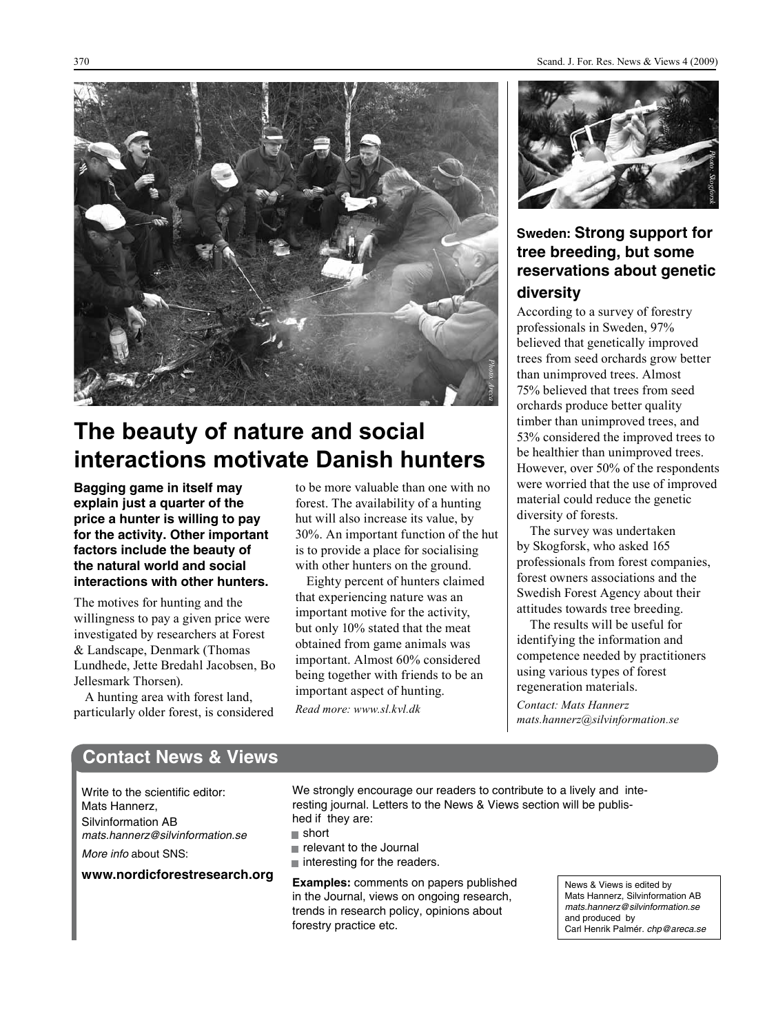# The beauty of nature and social interactions motivate Danish hunters

**Bagging game in itself may explain just a quarter of the price a hunter is willing to pay for the activity. Other important factors include the beauty of the natural world and social interactions with other hunters.**

The motives for hunting and the willingness to pay a given price were investigated by researchers at Forest & Landscape, Denmark (Thomas Lundhede, Jette Bredahl Jacobsen, Bo Jellesmark Thorsen).

A hunting area with forest land, particularly older forest, is considered to be more valuable than one with no forest. The availability of a hunting hut will also increase its value, by 30%. An important function of the hut is to provide a place for socialising with other hunters on the ground.

Eighty percent of hunters claimed that experiencing nature was an important motive for the activity, but only 10% stated that the meat obtained from game animals was important. Almost 60% considered being together with friends to be an important aspect of hunting.

*Read more: www.sl.kvl.dk*

## Sweden: Strong support for tree breeding, but some reservations about genetic diversity

According to a survey of forestry professionals in Sweden, 97% believed that genetically improved trees from seed orchards grow better than unimproved trees. Almost 75% believed that trees from seed orchards produce better quality timber than unimproved trees, and 53% considered the improved trees to be healthier than unimproved trees. However, over 50% of the respondents were worried that the use of improved material could reduce the genetic diversity of forests.

The survey was undertaken by Skogforsk, who asked 165 professionals from forest companies, forest owners associations and the Swedish Forest Agency about their attitudes towards tree breeding.

The results will be useful for identifying the information and competence needed by practitioners using various types of forest regeneration materials.

*Contact: Mats Hannerz*
*mats.hannerz@silvinformation.se*

## Contact News & Views

Write to the scientific editor:
Mats Hannerz,
Silvinformation AB
*mats.hannerz@silvinformation.se*

*More info* about SNS:

**www.nordicforestresearch.org**

We strongly encourage our readers to contribute to a lively and interesting journal. Letters to the News & Views section will be published if they are:

- short
- relevant to the Journal
- interesting for the readers.

**Examples:** comments on papers published in the Journal, views on ongoing research, trends in research policy, opinions about forestry practice etc.

News & Views is edited by Mats Hannerz, Silvinformation AB *mats.hannerz@silvinformation.se* and produced by Carl Henrik Palmér. *chp@areca.se*